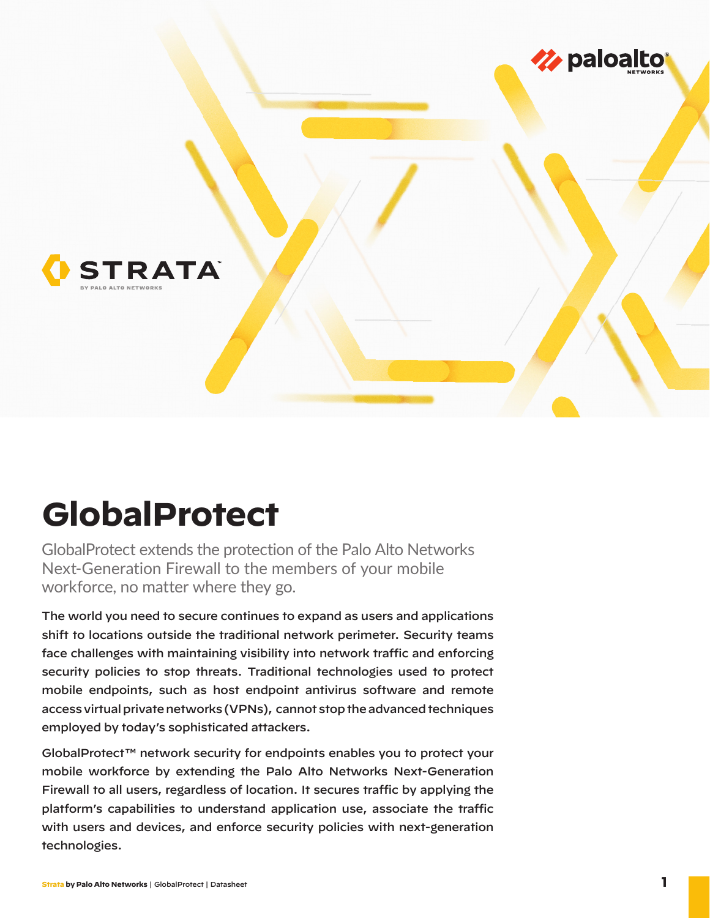# GlobalProtect

GlobalProtect extends the protection of the Palo Alto Networks Next-Generation Firewall to the members of your mobile workforce, no matter where they go.

The world you need to secure continues to expand as users and applications shift to locations outside the traditional network perimeter. Security teams face challenges with maintaining visibility into network traffic and enforcing security policies to stop threats. Traditional technologies used to protect mobile endpoints, such as host endpoint antivirus software and remote access virtual private networks (VPNs), cannot stop the advanced techniques employed by today's sophisticated attackers.

GlobalProtect™ network security for endpoints enables you to protect your mobile workforce by extending the Palo Alto Networks Next-Generation Firewall to all users, regardless of location. It secures traffic by applying the platform's capabilities to understand application use, associate the traffic with users and devices, and enforce security policies with next-generation technologies.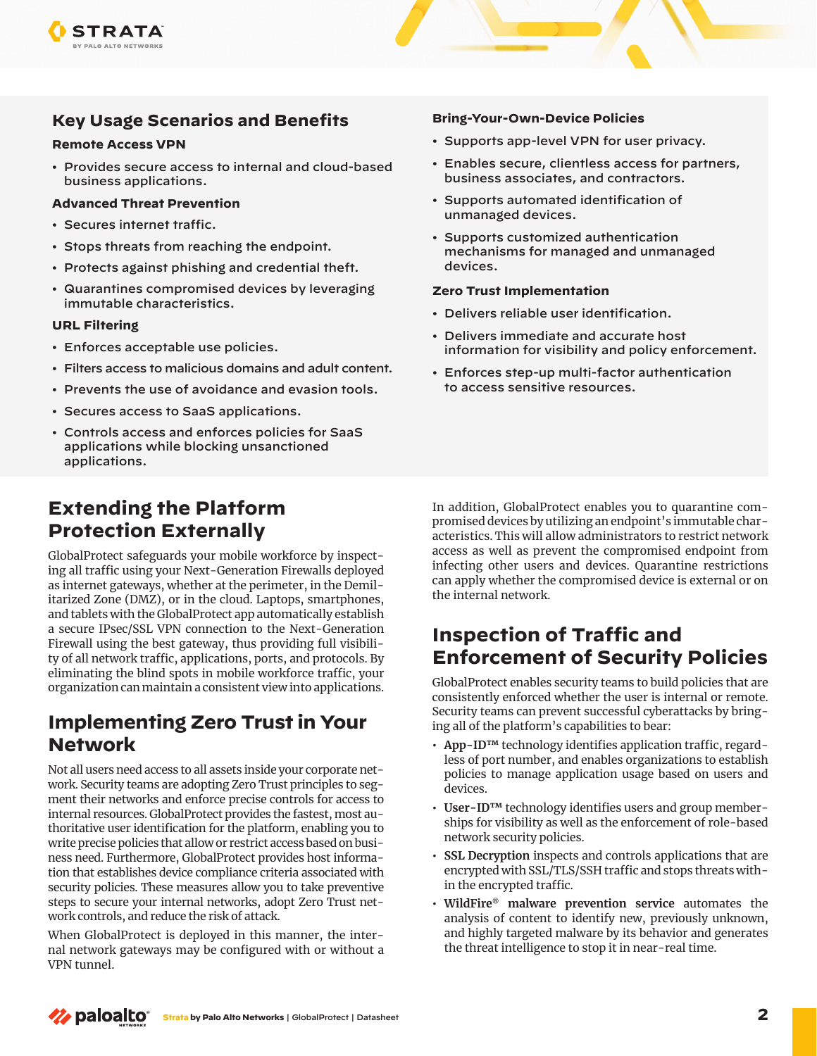## Key Usage Scenarios and Benefits

### Remote Access VPN

- Provides secure access to internal and cloud-based business applications.

### Advanced Threat Prevention

- Secures internet traffic.
- Stops threats from reaching the endpoint.
- Protects against phishing and credential theft.
- Quarantines compromised devices by leveraging immutable characteristics.

### URL Filtering

- Enforces acceptable use policies.
- Filters access to malicious domains and adult content.
- Prevents the use of avoidance and evasion tools.
- Secures access to SaaS applications.
- Controls access and enforces policies for SaaS applications while blocking unsanctioned applications.

### Bring-Your-Own-Device Policies

- Supports app-level VPN for user privacy.
- Enables secure, clientless access for partners, business associates, and contractors.
- Supports automated identification of unmanaged devices.
- Supports customized authentication mechanisms for managed and unmanaged devices.

### Zero Trust Implementation

- Delivers reliable user identification.
- Delivers immediate and accurate host information for visibility and policy enforcement.
- Enforces step-up multi-factor authentication to access sensitive resources.

## Extending the Platform Protection Externally

GlobalProtect safeguards your mobile workforce by inspecting all traffic using your Next-Generation Firewalls deployed as internet gateways, whether at the perimeter, in the Demilitarized Zone (DMZ), or in the cloud. Laptops, smartphones, and tablets with the GlobalProtect app automatically establish a secure IPsec/SSL VPN connection to the Next-Generation Firewall using the best gateway, thus providing full visibility of all network traffic, applications, ports, and protocols. By eliminating the blind spots in mobile workforce traffic, your organization can maintain a consistent view into applications.

## Implementing Zero Trust in Your Network

Not all users need access to all assets inside your corporate network. Security teams are adopting Zero Trust principles to segment their networks and enforce precise controls for access to internal resources. GlobalProtect provides the fastest, most authoritative user identification for the platform, enabling you to write precise policies that allow or restrict access based on business need. Furthermore, GlobalProtect provides host information that establishes device compliance criteria associated with security policies. These measures allow you to take preventive steps to secure your internal networks, adopt Zero Trust network controls, and reduce the risk of attack.

When GlobalProtect is deployed in this manner, the internal network gateways may be configured with or without a VPN tunnel.

In addition, GlobalProtect enables you to quarantine compromised devices by utilizing an endpoint's immutable characteristics. This will allow administrators to restrict network access as well as prevent the compromised endpoint from infecting other users and devices. Quarantine restrictions can apply whether the compromised device is external or on the internal network.

## Inspection of Traffic and Enforcement of Security Policies

GlobalProtect enables security teams to build policies that are consistently enforced whether the user is internal or remote. Security teams can prevent successful cyberattacks by bringing all of the platform's capabilities to bear:

- **App-ID™** technology identifies application traffic, regardless of port number, and enables organizations to establish policies to manage application usage based on users and devices.
- **User-ID™** technology identifies users and group memberships for visibility as well as the enforcement of role-based network security policies.
- **SSL Decryption** inspects and controls applications that are encrypted with SSL/TLS/SSH traffic and stops threats within the encrypted traffic.
- **WildFire® malware prevention service** automates the analysis of content to identify new, previously unknown, and highly targeted malware by its behavior and generates the threat intelligence to stop it in near-real time.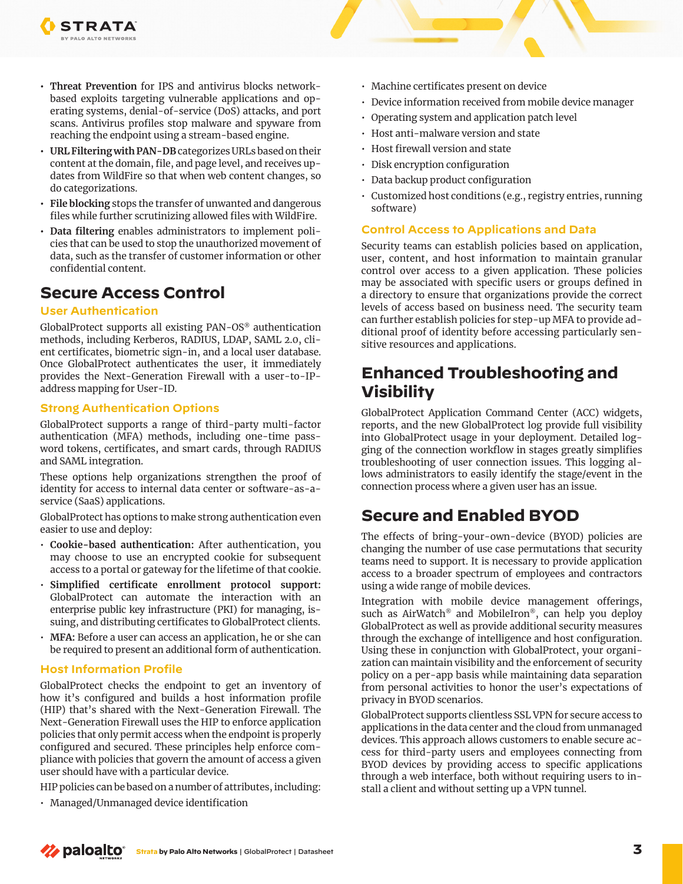- **Threat Prevention** for IPS and antivirus blocks network-based exploits targeting vulnerable applications and operating systems, denial-of-service (DoS) attacks, and port scans. Antivirus profiles stop malware and spyware from reaching the endpoint using a stream-based engine.
- **URL Filtering with PAN-DB** categorizes URLs based on their content at the domain, file, and page level, and receives updates from WildFire so that when web content changes, so do categorizations.
- **File blocking** stops the transfer of unwanted and dangerous files while further scrutinizing allowed files with WildFire.
- **Data filtering** enables administrators to implement policies that can be used to stop the unauthorized movement of data, such as the transfer of customer information or other confidential content.

## Secure Access Control

### User Authentication

GlobalProtect supports all existing PAN-OS® authentication methods, including Kerberos, RADIUS, LDAP, SAML 2.0, client certificates, biometric sign-in, and a local user database. Once GlobalProtect authenticates the user, it immediately provides the Next-Generation Firewall with a user-to-IP-address mapping for User-ID.

### Strong Authentication Options

GlobalProtect supports a range of third-party multi-factor authentication (MFA) methods, including one-time password tokens, certificates, and smart cards, through RADIUS and SAML integration.

These options help organizations strengthen the proof of identity for access to internal data center or software-as-a-service (SaaS) applications.

GlobalProtect has options to make strong authentication even easier to use and deploy:

- **Cookie-based authentication:** After authentication, you may choose to use an encrypted cookie for subsequent access to a portal or gateway for the lifetime of that cookie.
- **Simplified certificate enrollment protocol support:** GlobalProtect can automate the interaction with an enterprise public key infrastructure (PKI) for managing, issuing, and distributing certificates to GlobalProtect clients.
- **MFA:** Before a user can access an application, he or she can be required to present an additional form of authentication.

### Host Information Profile

GlobalProtect checks the endpoint to get an inventory of how it's configured and builds a host information profile (HIP) that's shared with the Next-Generation Firewall. The Next-Generation Firewall uses the HIP to enforce application policies that only permit access when the endpoint is properly configured and secured. These principles help enforce compliance with policies that govern the amount of access a given user should have with a particular device.

HIP policies can be based on a number of attributes, including:

- Managed/Unmanaged device identification
- Machine certificates present on device
- Device information received from mobile device manager
- Operating system and application patch level
- Host anti-malware version and state
- Host firewall version and state
- Disk encryption configuration
- Data backup product configuration
- Customized host conditions (e.g., registry entries, running software)

### Control Access to Applications and Data

Security teams can establish policies based on application, user, content, and host information to maintain granular control over access to a given application. These policies may be associated with specific users or groups defined in a directory to ensure that organizations provide the correct levels of access based on business need. The security team can further establish policies for step-up MFA to provide additional proof of identity before accessing particularly sensitive resources and applications.

## Enhanced Troubleshooting and Visibility

GlobalProtect Application Command Center (ACC) widgets, reports, and the new GlobalProtect log provide full visibility into GlobalProtect usage in your deployment. Detailed logging of the connection workflow in stages greatly simplifies troubleshooting of user connection issues. This logging allows administrators to easily identify the stage/event in the connection process where a given user has an issue.

## Secure and Enabled BYOD

The effects of bring-your-own-device (BYOD) policies are changing the number of use case permutations that security teams need to support. It is necessary to provide application access to a broader spectrum of employees and contractors using a wide range of mobile devices.

Integration with mobile device management offerings, such as AirWatch® and MobileIron®, can help you deploy GlobalProtect as well as provide additional security measures through the exchange of intelligence and host configuration. Using these in conjunction with GlobalProtect, your organization can maintain visibility and the enforcement of security policy on a per-app basis while maintaining data separation from personal activities to honor the user's expectations of privacy in BYOD scenarios.

GlobalProtect supports clientless SSL VPN for secure access to applications in the data center and the cloud from unmanaged devices. This approach allows customers to enable secure access for third-party users and employees connecting from BYOD devices by providing access to specific applications through a web interface, both without requiring users to install a client and without setting up a VPN tunnel.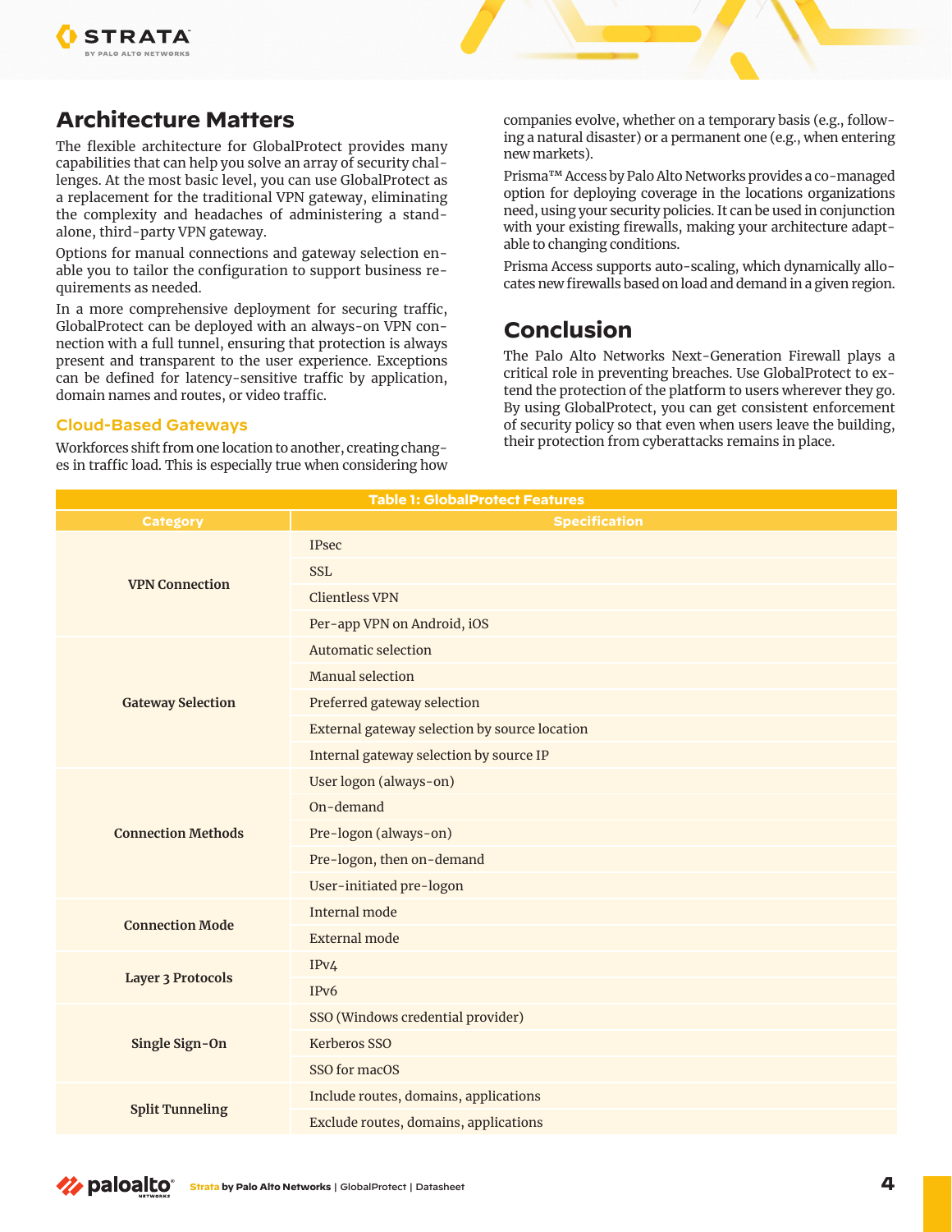## Architecture Matters

The flexible architecture for GlobalProtect provides many capabilities that can help you solve an array of security challenges. At the most basic level, you can use GlobalProtect as a replacement for the traditional VPN gateway, eliminating the complexity and headaches of administering a standalone, third-party VPN gateway.

Options for manual connections and gateway selection enable you to tailor the configuration to support business requirements as needed.

In a more comprehensive deployment for securing traffic, GlobalProtect can be deployed with an always-on VPN connection with a full tunnel, ensuring that protection is always present and transparent to the user experience. Exceptions can be defined for latency-sensitive traffic by application, domain names and routes, or video traffic.

### Cloud-Based Gateways

Workforces shift from one location to another, creating changes in traffic load. This is especially true when considering how companies evolve, whether on a temporary basis (e.g., following a natural disaster) or a permanent one (e.g., when entering new markets).

Prisma™ Access by Palo Alto Networks provides a co-managed option for deploying coverage in the locations organizations need, using your security policies. It can be used in conjunction with your existing firewalls, making your architecture adaptable to changing conditions.

Prisma Access supports auto-scaling, which dynamically allocates new firewalls based on load and demand in a given region.

## Conclusion

The Palo Alto Networks Next-Generation Firewall plays a critical role in preventing breaches. Use GlobalProtect to extend the protection of the platform to users wherever they go. By using GlobalProtect, you can get consistent enforcement of security policy so that even when users leave the building, their protection from cyberattacks remains in place.

**Table 1: GlobalProtect Features**

| Category | Specification |
|---|---|
| **VPN Connection** | IPsec |
| | SSL |
| | Clientless VPN |
| | Per-app VPN on Android, iOS |
| **Gateway Selection** | Automatic selection |
| | Manual selection |
| | Preferred gateway selection |
| | External gateway selection by source location |
| | Internal gateway selection by source IP |
| **Connection Methods** | User logon (always-on) |
| | On-demand |
| | Pre-logon (always-on) |
| | Pre-logon, then on-demand |
| | User-initiated pre-logon |
| **Connection Mode** | Internal mode |
| | External mode |
| **Layer 3 Protocols** | IPv4 |
| | IPv6 |
| **Single Sign-On** | SSO (Windows credential provider) |
| | Kerberos SSO |
| | SSO for macOS |
| **Split Tunneling** | Include routes, domains, applications |
| | Exclude routes, domains, applications |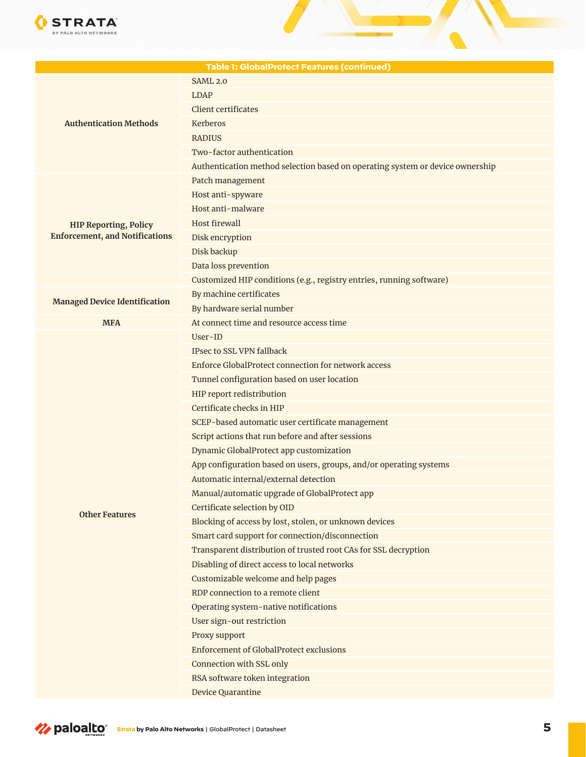| Table 1: GlobalProtect Features (continued) | |
|---|---|
| **Authentication Methods** | SAML 2.0 |
| | LDAP |
| | Client certificates |
| | Kerberos |
| | RADIUS |
| | Two-factor authentication |
| | Authentication method selection based on operating system or device ownership |
| **HIP Reporting, Policy Enforcement, and Notifications** | Patch management |
| | Host anti-spyware |
| | Host anti-malware |
| | Host firewall |
| | Disk encryption |
| | Disk backup |
| | Data loss prevention |
| | Customized HIP conditions (e.g., registry entries, running software) |
| **Managed Device Identification** | By machine certificates |
| | By hardware serial number |
| **MFA** | At connect time and resource access time |
| **Other Features** | User-ID |
| | IPsec to SSL VPN fallback |
| | Enforce GlobalProtect connection for network access |
| | Tunnel configuration based on user location |
| | HIP report redistribution |
| | Certificate checks in HIP |
| | SCEP-based automatic user certificate management |
| | Script actions that run before and after sessions |
| | Dynamic GlobalProtect app customization |
| | App configuration based on users, groups, and/or operating systems |
| | Automatic internal/external detection |
| | Manual/automatic upgrade of GlobalProtect app |
| | Certificate selection by OID |
| | Blocking of access by lost, stolen, or unknown devices |
| | Smart card support for connection/disconnection |
| | Transparent distribution of trusted root CAs for SSL decryption |
| | Disabling of direct access to local networks |
| | Customizable welcome and help pages |
| | RDP connection to a remote client |
| | Operating system-native notifications |
| | User sign-out restriction |
| | Proxy support |
| | Enforcement of GlobalProtect exclusions |
| | Connection with SSL only |
| | RSA software token integration |
| | Device Quarantine |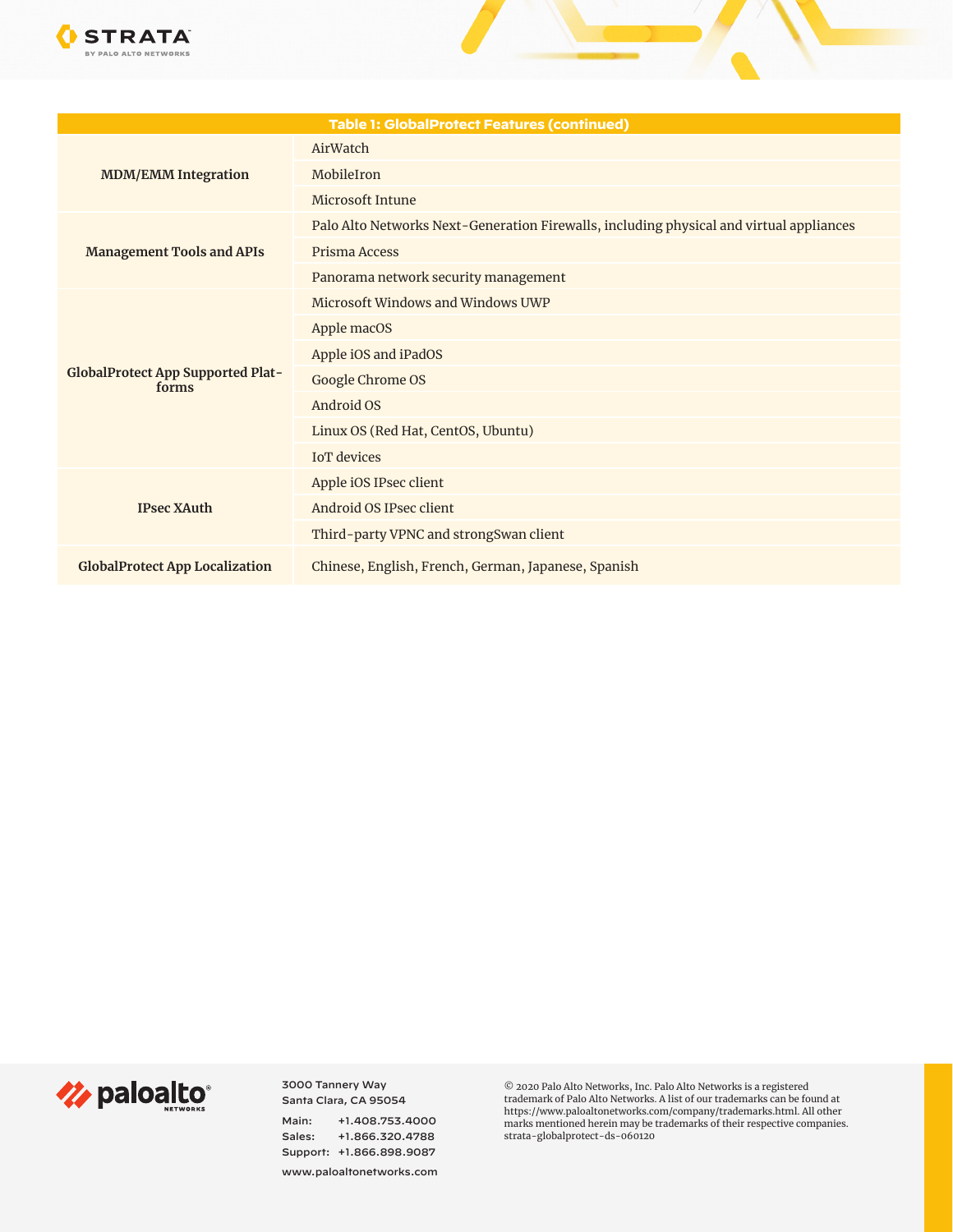| Table 1: GlobalProtect Features (continued) | |
|---|---|
| MDM/EMM Integration | AirWatch |
| | MobileIron |
| | Microsoft Intune |
| Management Tools and APIs | Palo Alto Networks Next-Generation Firewalls, including physical and virtual appliances |
| | Prisma Access |
| | Panorama network security management |
| GlobalProtect App Supported Platforms | Microsoft Windows and Windows UWP |
| | Apple macOS |
| | Apple iOS and iPadOS |
| | Google Chrome OS |
| | Android OS |
| | Linux OS (Red Hat, CentOS, Ubuntu) |
| | IoT devices |
| IPsec XAuth | Apple iOS IPsec client |
| | Android OS IPsec client |
| | Third-party VPNC and strongSwan client |
| GlobalProtect App Localization | Chinese, English, French, German, Japanese, Spanish |

3000 Tannery Way
Santa Clara, CA 95054

Main: +1.408.753.4000
Sales: +1.866.320.4788
Support: +1.866.898.9087

www.paloaltonetworks.com

© 2020 Palo Alto Networks, Inc. Palo Alto Networks is a registered trademark of Palo Alto Networks. A list of our trademarks can be found at https://www.paloaltonetworks.com/company/trademarks.html. All other marks mentioned herein may be trademarks of their respective companies. strata-globalprotect-ds-060120